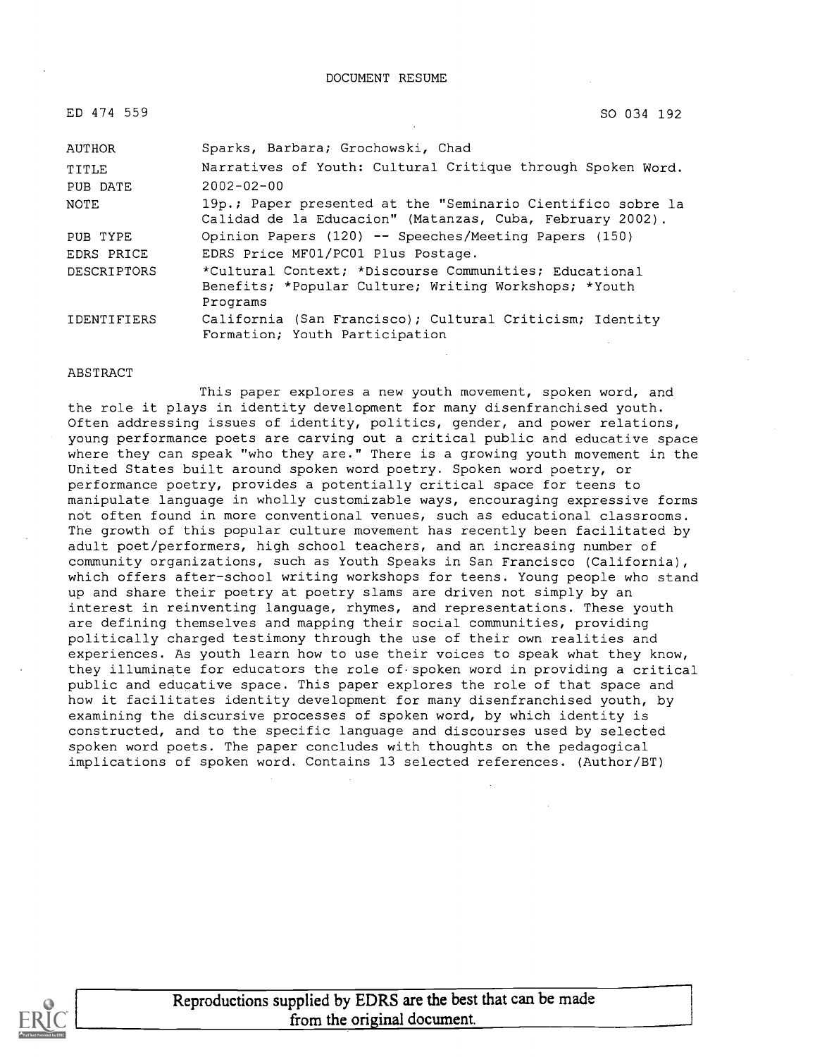DOCUMENT RESUME

ED 474 559 SO 034 192

| | |
|---|---|
| AUTHOR | Sparks, Barbara; Grochowski, Chad |
| TITLE | Narratives of Youth: Cultural Critique through Spoken Word. |
| PUB DATE | 2002-02-00 |
| NOTE | 19p.; Paper presented at the "Seminario Cientifico sobre la Calidad de la Educacion" (Matanzas, Cuba, February 2002). |
| PUB TYPE | Opinion Papers (120) -- Speeches/Meeting Papers (150) |
| EDRS PRICE | EDRS Price MF01/PC01 Plus Postage. |
| DESCRIPTORS | *Cultural Context; *Discourse Communities; Educational Benefits; *Popular Culture; Writing Workshops; *Youth Programs |
| IDENTIFIERS | California (San Francisco); Cultural Criticism; Identity Formation; Youth Participation |

ABSTRACT

This paper explores a new youth movement, spoken word, and the role it plays in identity development for many disenfranchised youth. Often addressing issues of identity, politics, gender, and power relations, young performance poets are carving out a critical public and educative space where they can speak "who they are." There is a growing youth movement in the United States built around spoken word poetry. Spoken word poetry, or performance poetry, provides a potentially critical space for teens to manipulate language in wholly customizable ways, encouraging expressive forms not often found in more conventional venues, such as educational classrooms. The growth of this popular culture movement has recently been facilitated by adult poet/performers, high school teachers, and an increasing number of community organizations, such as Youth Speaks in San Francisco (California), which offers after-school writing workshops for teens. Young people who stand up and share their poetry at poetry slams are driven not simply by an interest in reinventing language, rhymes, and representations. These youth are defining themselves and mapping their social communities, providing politically charged testimony through the use of their own realities and experiences. As youth learn how to use their voices to speak what they know, they illuminate for educators the role of spoken word in providing a critical public and educative space. This paper explores the role of that space and how it facilitates identity development for many disenfranchised youth, by examining the discursive processes of spoken word, by which identity is constructed, and to the specific language and discourses used by selected spoken word poets. The paper concludes with thoughts on the pedagogical implications of spoken word. Contains 13 selected references. (Author/BT)

Reproductions supplied by EDRS are the best that can be made from the original document.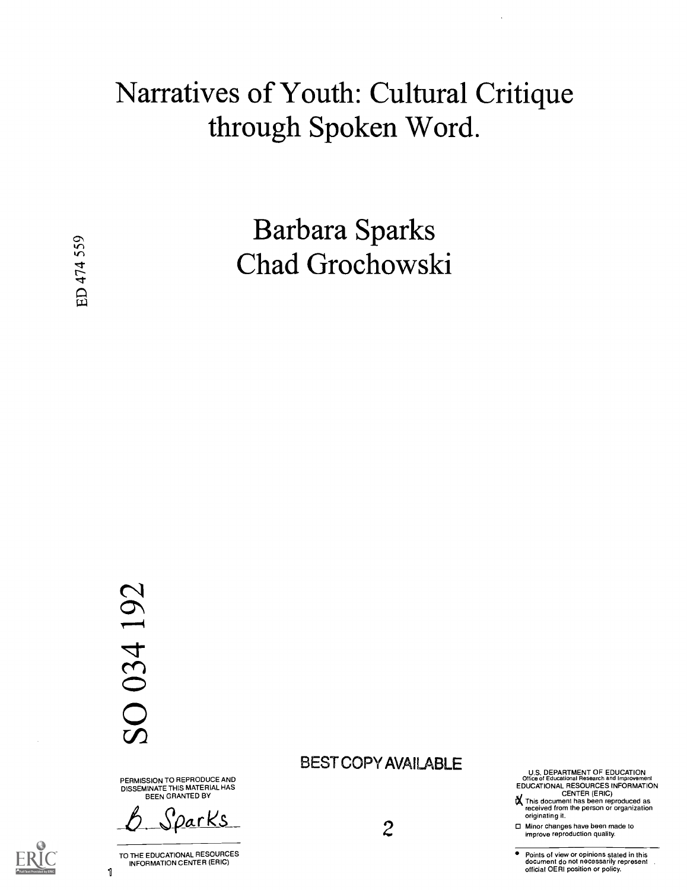# Narratives of Youth: Cultural Critique through Spoken Word.

Barbara Sparks
Chad Grochowski

ED 474 559

SO 034 192

PERMISSION TO REPRODUCE AND DISSEMINATE THIS MATERIAL HAS BEEN GRANTED BY

B. Sparks

TO THE EDUCATIONAL RESOURCES INFORMATION CENTER (ERIC)

BEST COPY AVAILABLE

U.S. DEPARTMENT OF EDUCATION
Office of Educational Research and Improvement
EDUCATIONAL RESOURCES INFORMATION CENTER (ERIC)

☒ This document has been reproduced as received from the person or organization originating it.

☐ Minor changes have been made to improve reproduction quality.

- Points of view or opinions stated in this document do not necessarily represent official OERI position or policy.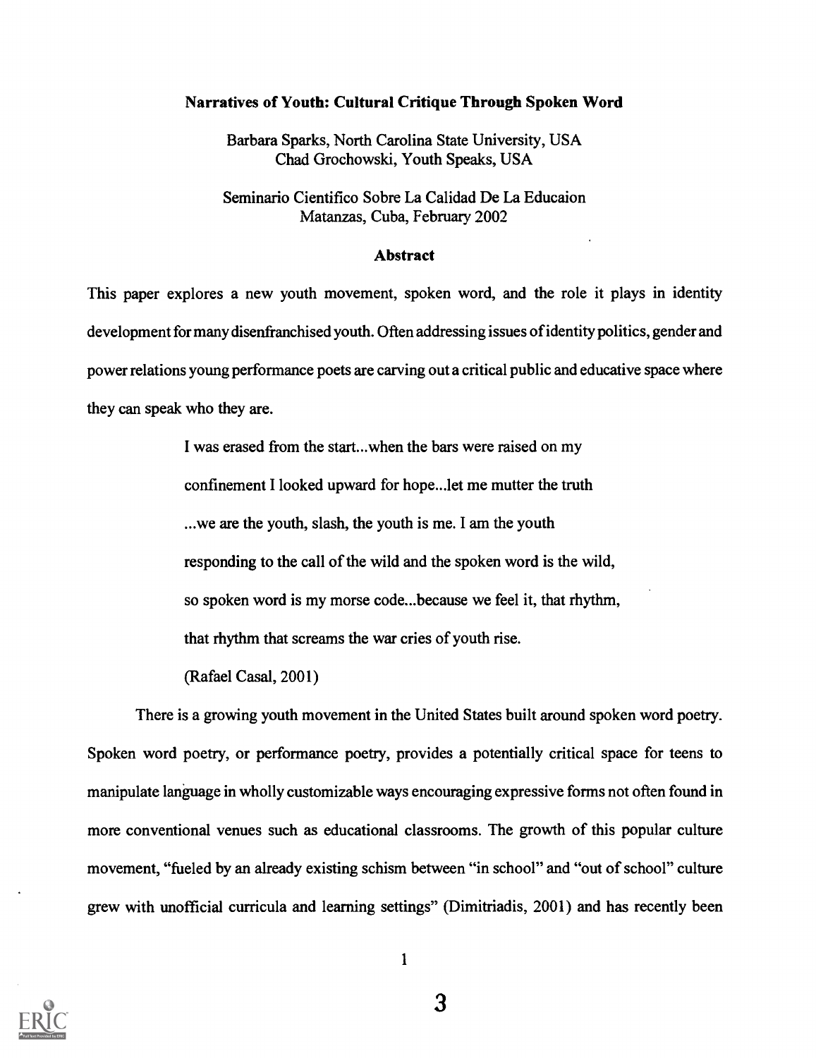**Narratives of Youth: Cultural Critique Through Spoken Word**

Barbara Sparks, North Carolina State University, USA
Chad Grochowski, Youth Speaks, USA

Seminario Cientifico Sobre La Calidad De La Educaion
Matanzas, Cuba, February 2002

**Abstract**

This paper explores a new youth movement, spoken word, and the role it plays in identity development for many disenfranchised youth. Often addressing issues of identity politics, gender and power relations young performance poets are carving out a critical public and educative space where they can speak who they are.

> I was erased from the start...when the bars were raised on my
> confinement I looked upward for hope...let me mutter the truth
> ...we are the youth, slash, the youth is me. I am the youth
> responding to the call of the wild and the spoken word is the wild,
> so spoken word is my morse code...because we feel it, that rhythm,
> that rhythm that screams the war cries of youth rise.
> (Rafael Casal, 2001)

There is a growing youth movement in the United States built around spoken word poetry. Spoken word poetry, or performance poetry, provides a potentially critical space for teens to manipulate language in wholly customizable ways encouraging expressive forms not often found in more conventional venues such as educational classrooms. The growth of this popular culture movement, "fueled by an already existing schism between "in school" and "out of school" culture grew with unofficial curricula and learning settings" (Dimitriadis, 2001) and has recently been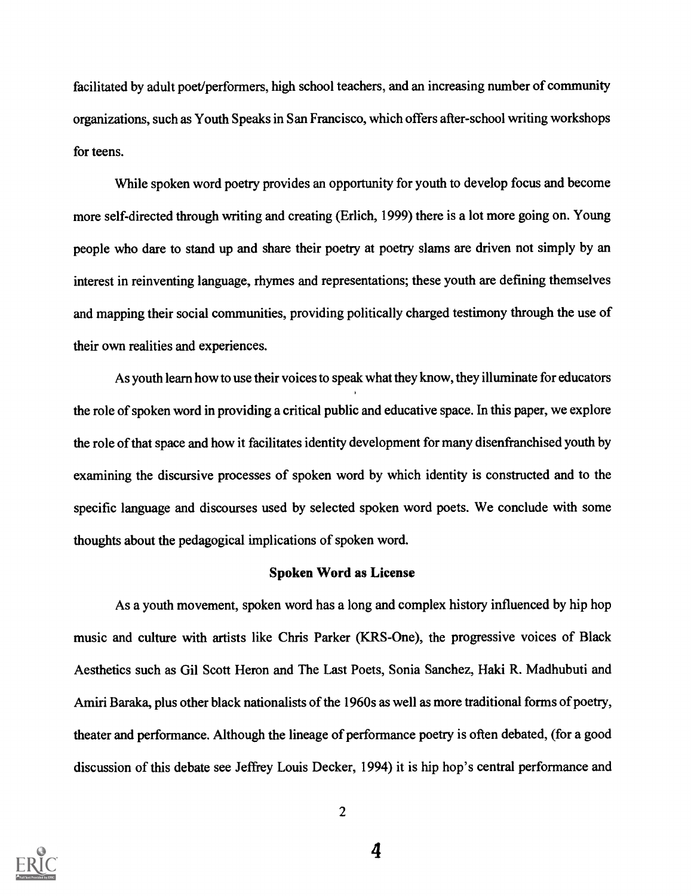facilitated by adult poet/performers, high school teachers, and an increasing number of community organizations, such as Youth Speaks in San Francisco, which offers after-school writing workshops for teens.

While spoken word poetry provides an opportunity for youth to develop focus and become more self-directed through writing and creating (Erlich, 1999) there is a lot more going on. Young people who dare to stand up and share their poetry at poetry slams are driven not simply by an interest in reinventing language, rhymes and representations; these youth are defining themselves and mapping their social communities, providing politically charged testimony through the use of their own realities and experiences.

As youth learn how to use their voices to speak what they know, they illuminate for educators the role of spoken word in providing a critical public and educative space. In this paper, we explore the role of that space and how it facilitates identity development for many disenfranchised youth by examining the discursive processes of spoken word by which identity is constructed and to the specific language and discourses used by selected spoken word poets. We conclude with some thoughts about the pedagogical implications of spoken word.

## Spoken Word as License

As a youth movement, spoken word has a long and complex history influenced by hip hop music and culture with artists like Chris Parker (KRS-One), the progressive voices of Black Aesthetics such as Gil Scott Heron and The Last Poets, Sonia Sanchez, Haki R. Madhubuti and Amiri Baraka, plus other black nationalists of the 1960s as well as more traditional forms of poetry, theater and performance. Although the lineage of performance poetry is often debated, (for a good discussion of this debate see Jeffrey Louis Decker, 1994) it is hip hop's central performance and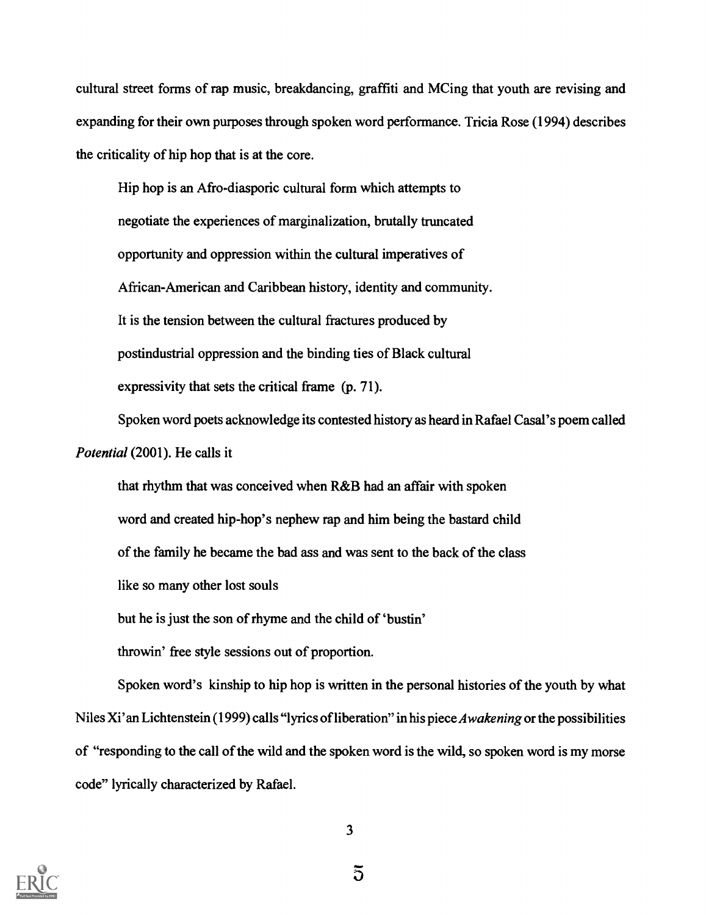cultural street forms of rap music, breakdancing, graffiti and MCing that youth are revising and expanding for their own purposes through spoken word performance. Tricia Rose (1994) describes the criticality of hip hop that is at the core.

> Hip hop is an Afro-diasporic cultural form which attempts to
> negotiate the experiences of marginalization, brutally truncated
> opportunity and oppression within the cultural imperatives of
> African-American and Caribbean history, identity and community.
> It is the tension between the cultural fractures produced by
> postindustrial oppression and the binding ties of Black cultural
> expressivity that sets the critical frame (p. 71).

Spoken word poets acknowledge its contested history as heard in Rafael Casal's poem called *Potential* (2001). He calls it

> that rhythm that was conceived when R&B had an affair with spoken
> word and created hip-hop's nephew rap and him being the bastard child
> of the family he became the bad ass and was sent to the back of the class
> like so many other lost souls
> but he is just the son of rhyme and the child of 'bustin'
> throwin' free style sessions out of proportion.

Spoken word's kinship to hip hop is written in the personal histories of the youth by what Niles Xi'an Lichtenstein (1999) calls "lyrics of liberation" in his piece *Awakening* or the possibilities of "responding to the call of the wild and the spoken word is the wild, so spoken word is my morse code" lyrically characterized by Rafael.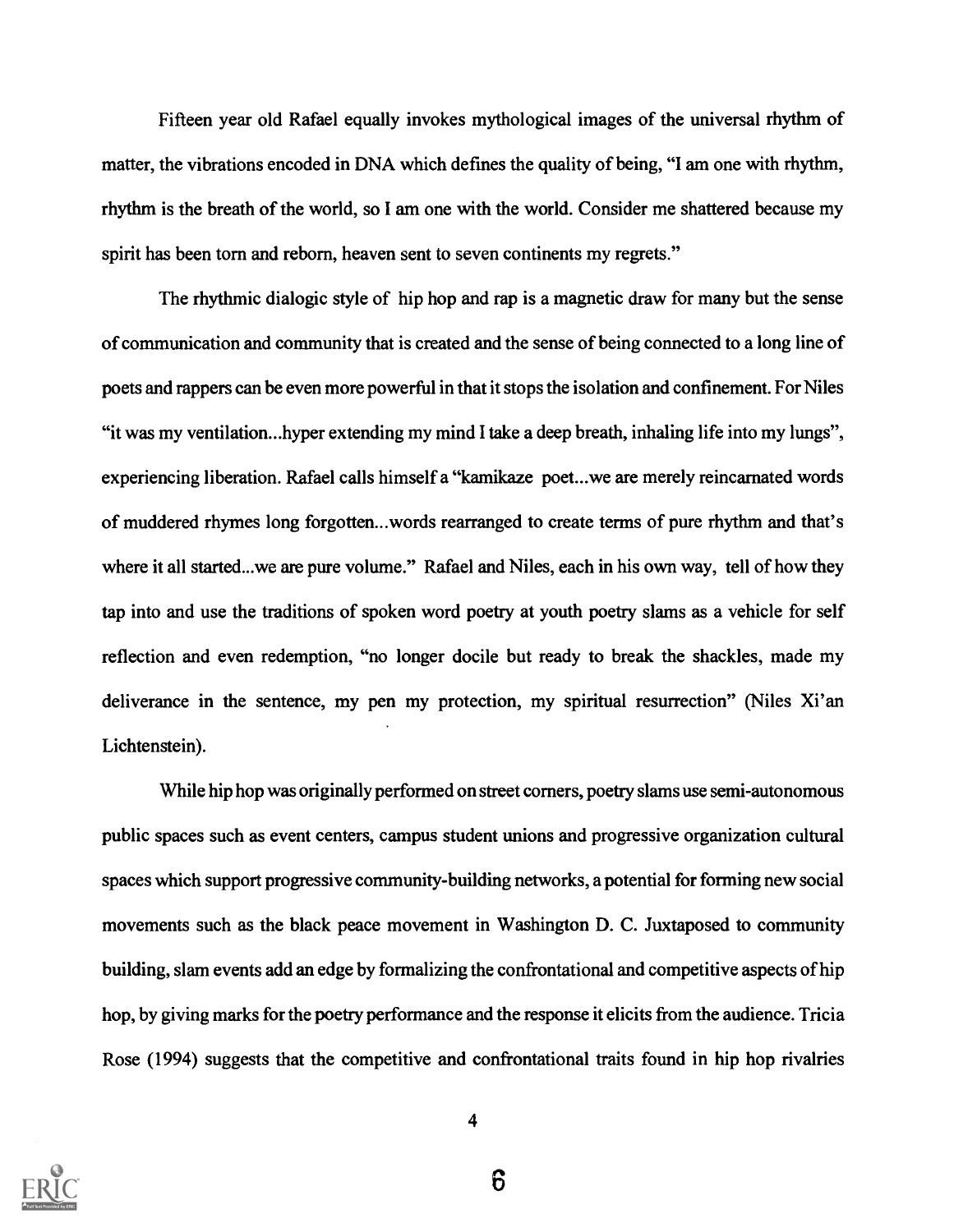Fifteen year old Rafael equally invokes mythological images of the universal rhythm of matter, the vibrations encoded in DNA which defines the quality of being, "I am one with rhythm, rhythm is the breath of the world, so I am one with the world. Consider me shattered because my spirit has been torn and reborn, heaven sent to seven continents my regrets."

The rhythmic dialogic style of hip hop and rap is a magnetic draw for many but the sense of communication and community that is created and the sense of being connected to a long line of poets and rappers can be even more powerful in that it stops the isolation and confinement. For Niles "it was my ventilation...hyper extending my mind I take a deep breath, inhaling life into my lungs", experiencing liberation. Rafael calls himself a "kamikaze poet...we are merely reincarnated words of muddered rhymes long forgotten...words rearranged to create terms of pure rhythm and that's where it all started...we are pure volume." Rafael and Niles, each in his own way, tell of how they tap into and use the traditions of spoken word poetry at youth poetry slams as a vehicle for self reflection and even redemption, "no longer docile but ready to break the shackles, made my deliverance in the sentence, my pen my protection, my spiritual resurrection" (Niles Xi'an Lichtenstein).

While hip hop was originally performed on street corners, poetry slams use semi-autonomous public spaces such as event centers, campus student unions and progressive organization cultural spaces which support progressive community-building networks, a potential for forming new social movements such as the black peace movement in Washington D. C. Juxtaposed to community building, slam events add an edge by formalizing the confrontational and competitive aspects of hip hop, by giving marks for the poetry performance and the response it elicits from the audience. Tricia Rose (1994) suggests that the competitive and confrontational traits found in hip hop rivalries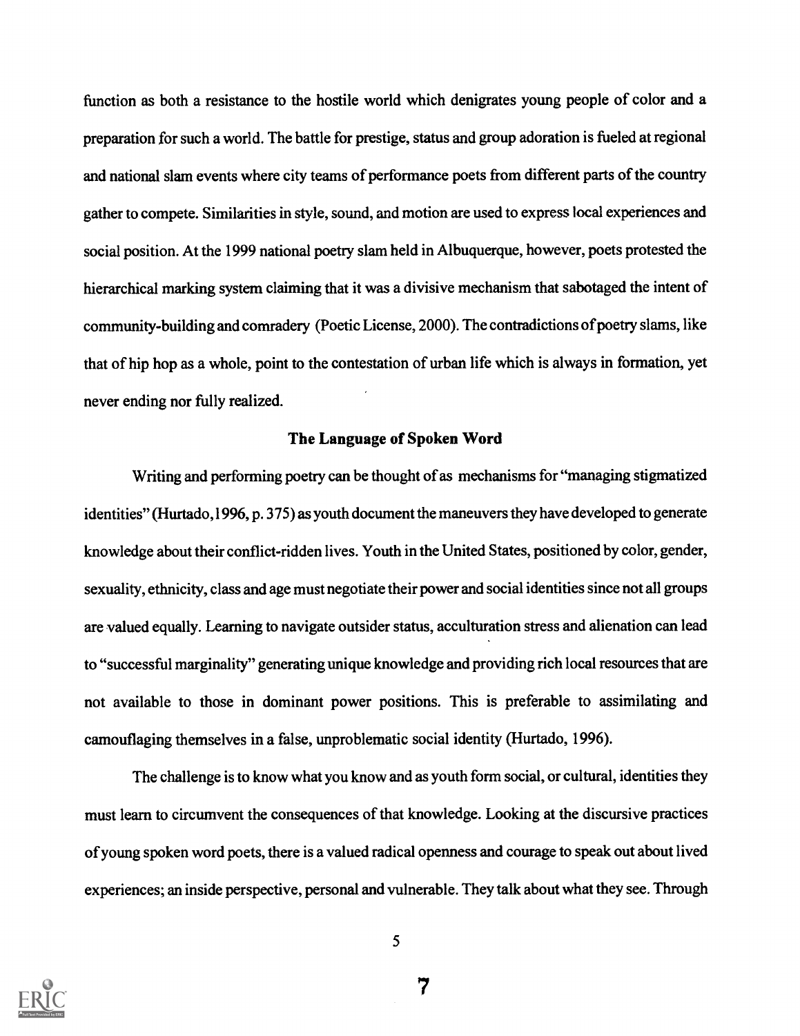function as both a resistance to the hostile world which denigrates young people of color and a preparation for such a world. The battle for prestige, status and group adoration is fueled at regional and national slam events where city teams of performance poets from different parts of the country gather to compete. Similarities in style, sound, and motion are used to express local experiences and social position. At the 1999 national poetry slam held in Albuquerque, however, poets protested the hierarchical marking system claiming that it was a divisive mechanism that sabotaged the intent of community-building and comradery (Poetic License, 2000). The contradictions of poetry slams, like that of hip hop as a whole, point to the contestation of urban life which is always in formation, yet never ending nor fully realized.

### The Language of Spoken Word

Writing and performing poetry can be thought of as mechanisms for "managing stigmatized identities" (Hurtado, 1996, p. 375) as youth document the maneuvers they have developed to generate knowledge about their conflict-ridden lives. Youth in the United States, positioned by color, gender, sexuality, ethnicity, class and age must negotiate their power and social identities since not all groups are valued equally. Learning to navigate outsider status, acculturation stress and alienation can lead to "successful marginality" generating unique knowledge and providing rich local resources that are not available to those in dominant power positions. This is preferable to assimilating and camouflaging themselves in a false, unproblematic social identity (Hurtado, 1996).

The challenge is to know what you know and as youth form social, or cultural, identities they must learn to circumvent the consequences of that knowledge. Looking at the discursive practices of young spoken word poets, there is a valued radical openness and courage to speak out about lived experiences; an inside perspective, personal and vulnerable. They talk about what they see. Through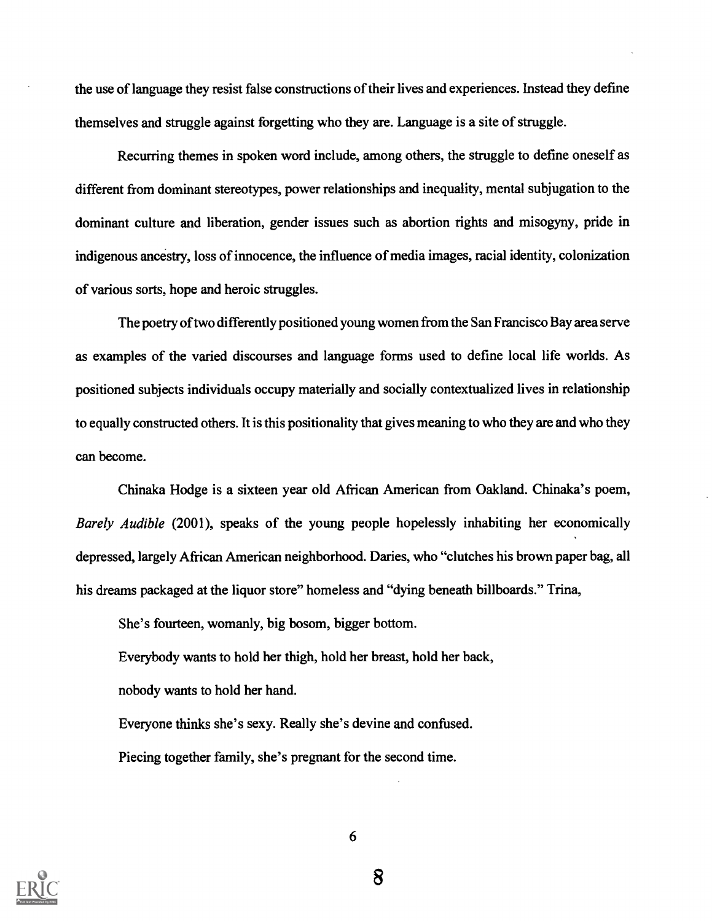the use of language they resist false constructions of their lives and experiences. Instead they define themselves and struggle against forgetting who they are. Language is a site of struggle.

Recurring themes in spoken word include, among others, the struggle to define oneself as different from dominant stereotypes, power relationships and inequality, mental subjugation to the dominant culture and liberation, gender issues such as abortion rights and misogyny, pride in indigenous ancestry, loss of innocence, the influence of media images, racial identity, colonization of various sorts, hope and heroic struggles.

The poetry of two differently positioned young women from the San Francisco Bay area serve as examples of the varied discourses and language forms used to define local life worlds. As positioned subjects individuals occupy materially and socially contextualized lives in relationship to equally constructed others. It is this positionality that gives meaning to who they are and who they can become.

Chinaka Hodge is a sixteen year old African American from Oakland. Chinaka's poem, *Barely Audible* (2001), speaks of the young people hopelessly inhabiting her economically depressed, largely African American neighborhood. Daries, who "clutches his brown paper bag, all his dreams packaged at the liquor store" homeless and "dying beneath billboards." Trina,

> She's fourteen, womanly, big bosom, bigger bottom.
>
> Everybody wants to hold her thigh, hold her breast, hold her back,
>
> nobody wants to hold her hand.
>
> Everyone thinks she's sexy. Really she's devine and confused.
>
> Piecing together family, she's pregnant for the second time.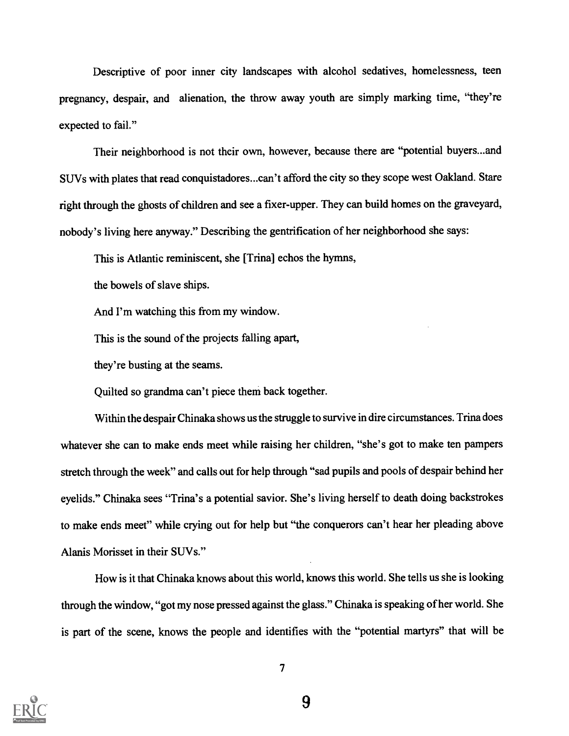Descriptive of poor inner city landscapes with alcohol sedatives, homelessness, teen pregnancy, despair, and alienation, the throw away youth are simply marking time, "they're expected to fail."

Their neighborhood is not their own, however, because there are "potential buyers...and SUVs with plates that read conquistadores...can't afford the city so they scope west Oakland. Stare right through the ghosts of children and see a fixer-upper. They can build homes on the graveyard, nobody's living here anyway." Describing the gentrification of her neighborhood she says:

> This is Atlantic reminiscent, she [Trina] echos the hymns,
>
> the bowels of slave ships.
>
> And I'm watching this from my window.
>
> This is the sound of the projects falling apart,
>
> they're busting at the seams.
>
> Quilted so grandma can't piece them back together.

Within the despair Chinaka shows us the struggle to survive in dire circumstances. Trina does whatever she can to make ends meet while raising her children, "she's got to make ten pampers stretch through the week" and calls out for help through "sad pupils and pools of despair behind her eyelids." Chinaka sees "Trina's a potential savior. She's living herself to death doing backstrokes to make ends meet" while crying out for help but "the conquerors can't hear her pleading above Alanis Morisset in their SUVs."

How is it that Chinaka knows about this world, knows this world. She tells us she is looking through the window, "got my nose pressed against the glass." Chinaka is speaking of her world. She is part of the scene, knows the people and identifies with the "potential martyrs" that will be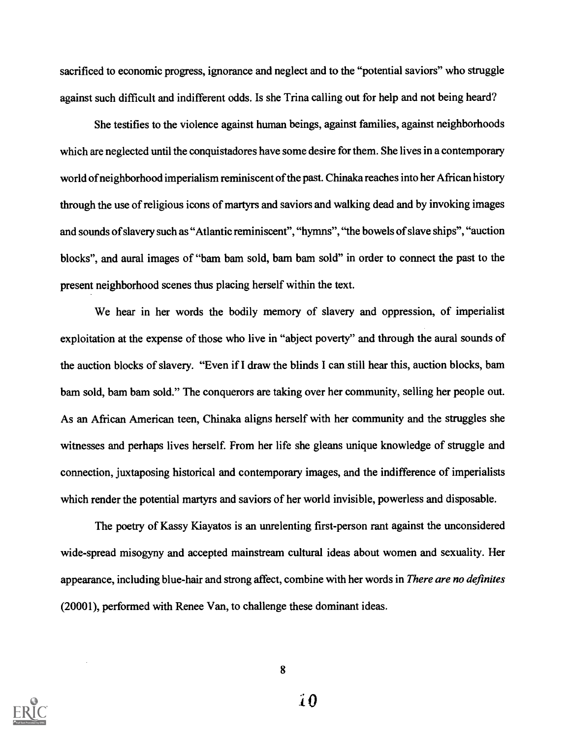sacrificed to economic progress, ignorance and neglect and to the "potential saviors" who struggle against such difficult and indifferent odds. Is she Trina calling out for help and not being heard?

She testifies to the violence against human beings, against families, against neighborhoods which are neglected until the conquistadores have some desire for them. She lives in a contemporary world of neighborhood imperialism reminiscent of the past. Chinaka reaches into her African history through the use of religious icons of martyrs and saviors and walking dead and by invoking images and sounds of slavery such as "Atlantic reminiscent", "hymns", "the bowels of slave ships", "auction blocks", and aural images of "bam bam sold, bam bam sold" in order to connect the past to the present neighborhood scenes thus placing herself within the text.

We hear in her words the bodily memory of slavery and oppression, of imperialist exploitation at the expense of those who live in "abject poverty" and through the aural sounds of the auction blocks of slavery. "Even if I draw the blinds I can still hear this, auction blocks, bam bam sold, bam bam sold." The conquerors are taking over her community, selling her people out. As an African American teen, Chinaka aligns herself with her community and the struggles she witnesses and perhaps lives herself. From her life she gleans unique knowledge of struggle and connection, juxtaposing historical and contemporary images, and the indifference of imperialists which render the potential martyrs and saviors of her world invisible, powerless and disposable.

The poetry of Kassy Kiayatos is an unrelenting first-person rant against the unconsidered wide-spread misogyny and accepted mainstream cultural ideas about women and sexuality. Her appearance, including blue-hair and strong affect, combine with her words in *There are no definites* (20001), performed with Renee Van, to challenge these dominant ideas.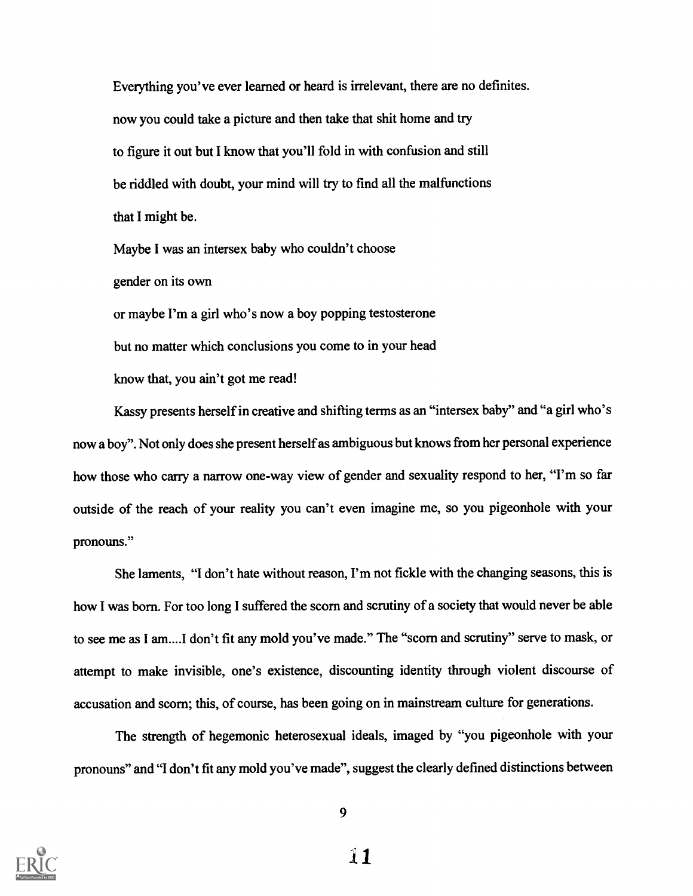Everything you've ever learned or heard is irrelevant, there are no definites.

now you could take a picture and then take that shit home and try

to figure it out but I know that you'll fold in with confusion and still

be riddled with doubt, your mind will try to find all the malfunctions

that I might be.

Maybe I was an intersex baby who couldn't choose

gender on its own

or maybe I'm a girl who's now a boy popping testosterone

but no matter which conclusions you come to in your head

know that, you ain't got me read!

Kassy presents herself in creative and shifting terms as an "intersex baby" and "a girl who's now a boy". Not only does she present herself as ambiguous but knows from her personal experience how those who carry a narrow one-way view of gender and sexuality respond to her, "I'm so far outside of the reach of your reality you can't even imagine me, so you pigeonhole with your pronouns."

She laments, "I don't hate without reason, I'm not fickle with the changing seasons, this is how I was born. For too long I suffered the scorn and scrutiny of a society that would never be able to see me as I am....I don't fit any mold you've made." The "scorn and scrutiny" serve to mask, or attempt to make invisible, one's existence, discounting identity through violent discourse of accusation and scorn; this, of course, has been going on in mainstream culture for generations.

The strength of hegemonic heterosexual ideals, imaged by "you pigeonhole with your pronouns" and "I don't fit any mold you've made", suggest the clearly defined distinctions between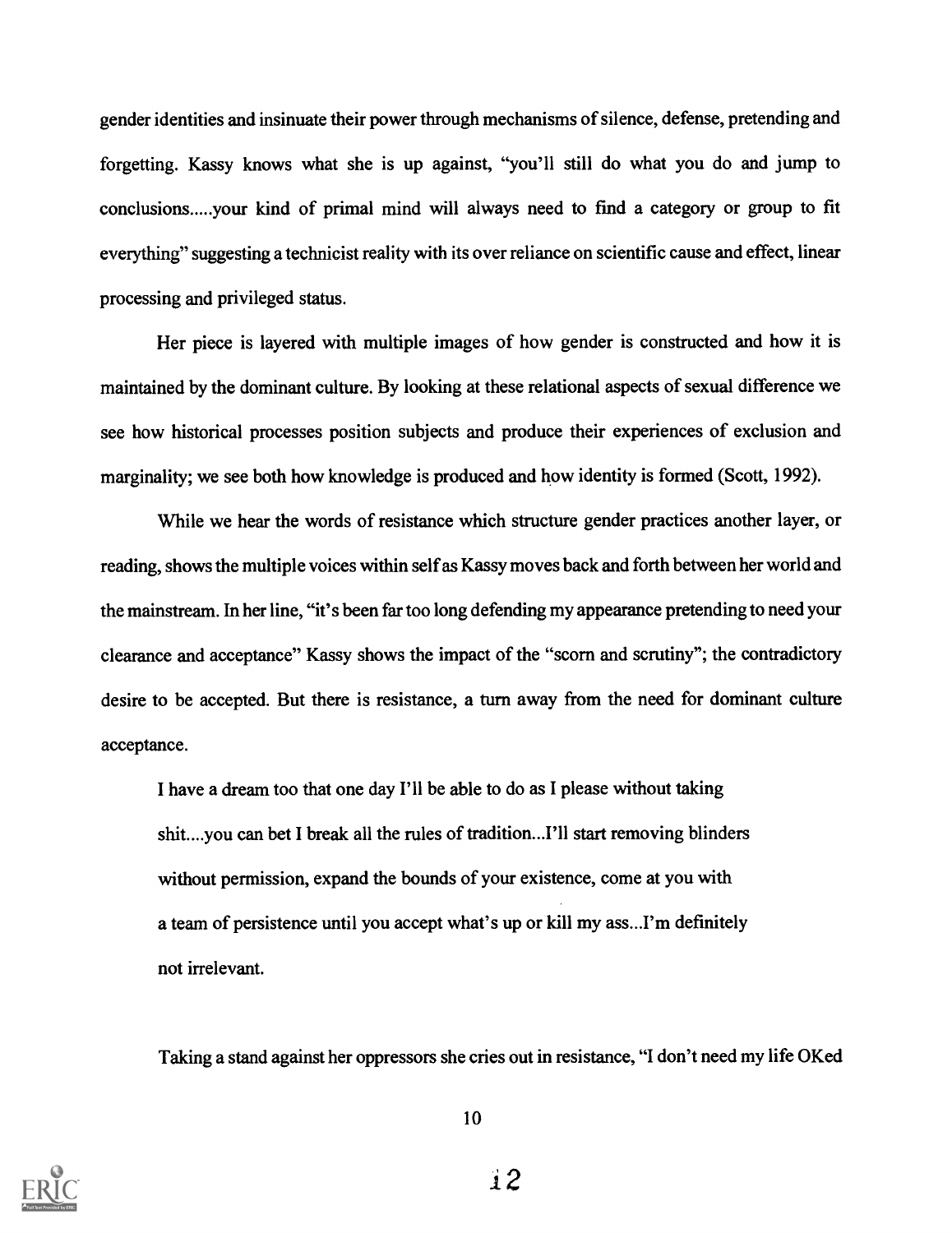gender identities and insinuate their power through mechanisms of silence, defense, pretending and forgetting. Kassy knows what she is up against, "you'll still do what you do and jump to conclusions.....your kind of primal mind will always need to find a category or group to fit everything" suggesting a technicist reality with its over reliance on scientific cause and effect, linear processing and privileged status.

Her piece is layered with multiple images of how gender is constructed and how it is maintained by the dominant culture. By looking at these relational aspects of sexual difference we see how historical processes position subjects and produce their experiences of exclusion and marginality; we see both how knowledge is produced and how identity is formed (Scott, 1992).

While we hear the words of resistance which structure gender practices another layer, or reading, shows the multiple voices within self as Kassy moves back and forth between her world and the mainstream. In her line, "it's been far too long defending my appearance pretending to need your clearance and acceptance" Kassy shows the impact of the "scorn and scrutiny"; the contradictory desire to be accepted. But there is resistance, a turn away from the need for dominant culture acceptance.

> I have a dream too that one day I'll be able to do as I please without taking shit....you can bet I break all the rules of tradition...I'll start removing blinders without permission, expand the bounds of your existence, come at you with a team of persistence until you accept what's up or kill my ass...I'm definitely not irrelevant.

Taking a stand against her oppressors she cries out in resistance, "I don't need my life OKed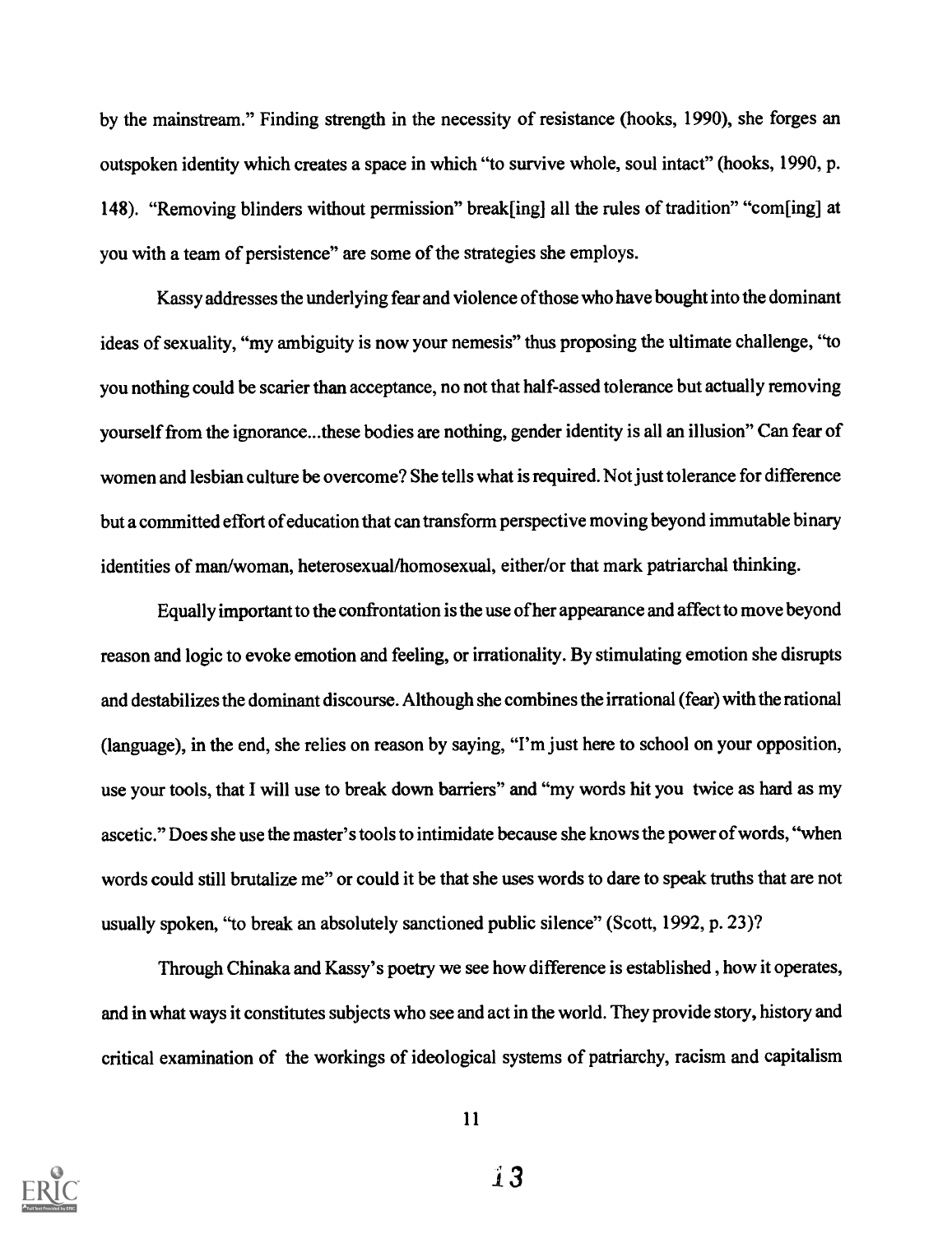by the mainstream." Finding strength in the necessity of resistance (hooks, 1990), she forges an outspoken identity which creates a space in which "to survive whole, soul intact" (hooks, 1990, p. 148). "Removing blinders without permission" break[ing] all the rules of tradition" "com[ing] at you with a team of persistence" are some of the strategies she employs.

Kassy addresses the underlying fear and violence of those who have bought into the dominant ideas of sexuality, "my ambiguity is now your nemesis" thus proposing the ultimate challenge, "to you nothing could be scarier than acceptance, no not that half-assed tolerance but actually removing yourself from the ignorance...these bodies are nothing, gender identity is all an illusion" Can fear of women and lesbian culture be overcome? She tells what is required. Not just tolerance for difference but a committed effort of education that can transform perspective moving beyond immutable binary identities of man/woman, heterosexual/homosexual, either/or that mark patriarchal thinking.

Equally important to the confrontation is the use of her appearance and affect to move beyond reason and logic to evoke emotion and feeling, or irrationality. By stimulating emotion she disrupts and destabilizes the dominant discourse. Although she combines the irrational (fear) with the rational (language), in the end, she relies on reason by saying, "I'm just here to school on your opposition, use your tools, that I will use to break down barriers" and "my words hit you twice as hard as my ascetic." Does she use the master's tools to intimidate because she knows the power of words, "when words could still brutalize me" or could it be that she uses words to dare to speak truths that are not usually spoken, "to break an absolutely sanctioned public silence" (Scott, 1992, p. 23)?

Through Chinaka and Kassy's poetry we see how difference is established, how it operates, and in what ways it constitutes subjects who see and act in the world. They provide story, history and critical examination of the workings of ideological systems of patriarchy, racism and capitalism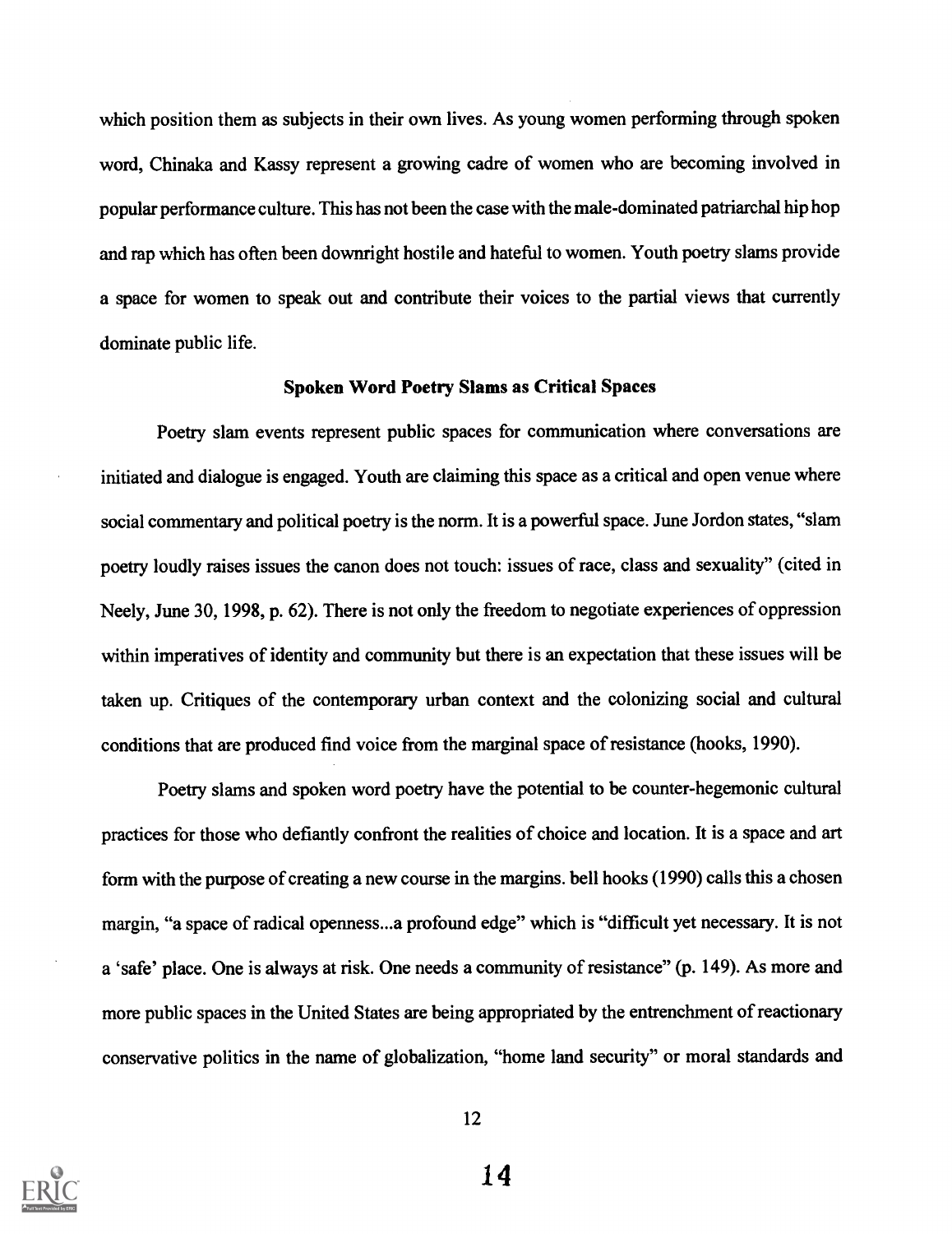which position them as subjects in their own lives. As young women performing through spoken word, Chinaka and Kassy represent a growing cadre of women who are becoming involved in popular performance culture. This has not been the case with the male-dominated patriarchal hip hop and rap which has often been downright hostile and hateful to women. Youth poetry slams provide a space for women to speak out and contribute their voices to the partial views that currently dominate public life.

### Spoken Word Poetry Slams as Critical Spaces

Poetry slam events represent public spaces for communication where conversations are initiated and dialogue is engaged. Youth are claiming this space as a critical and open venue where social commentary and political poetry is the norm. It is a powerful space. June Jordon states, "slam poetry loudly raises issues the canon does not touch: issues of race, class and sexuality" (cited in Neely, June 30, 1998, p. 62). There is not only the freedom to negotiate experiences of oppression within imperatives of identity and community but there is an expectation that these issues will be taken up. Critiques of the contemporary urban context and the colonizing social and cultural conditions that are produced find voice from the marginal space of resistance (hooks, 1990).

Poetry slams and spoken word poetry have the potential to be counter-hegemonic cultural practices for those who defiantly confront the realities of choice and location. It is a space and art form with the purpose of creating a new course in the margins. bell hooks (1990) calls this a chosen margin, "a space of radical openness...a profound edge" which is "difficult yet necessary. It is not a 'safe' place. One is always at risk. One needs a community of resistance" (p. 149). As more and more public spaces in the United States are being appropriated by the entrenchment of reactionary conservative politics in the name of globalization, "home land security" or moral standards and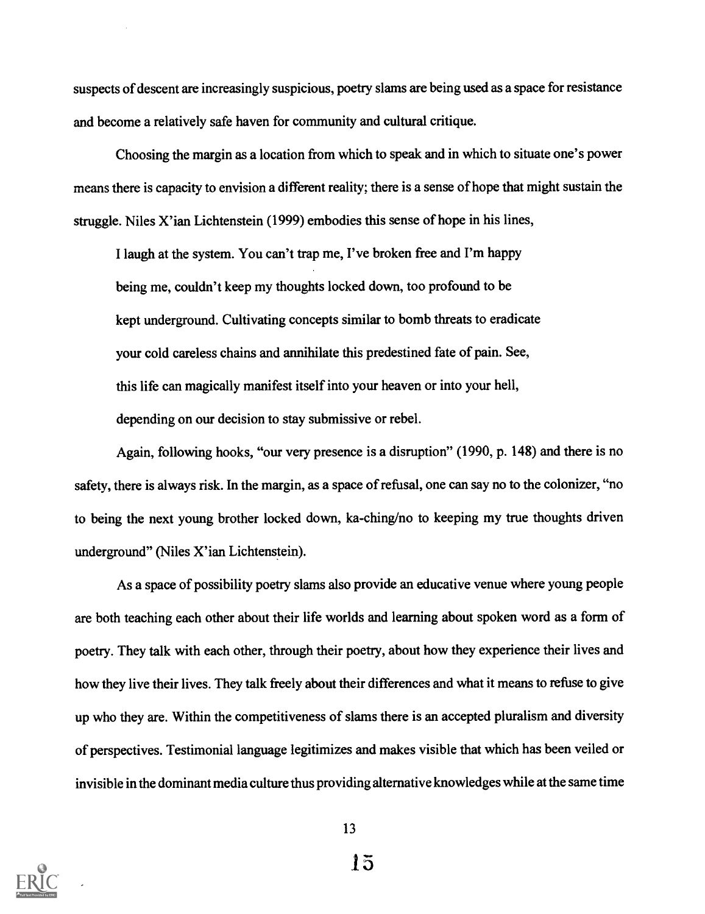suspects of descent are increasingly suspicious, poetry slams are being used as a space for resistance and become a relatively safe haven for community and cultural critique.

Choosing the margin as a location from which to speak and in which to situate one's power means there is capacity to envision a different reality; there is a sense of hope that might sustain the struggle. Niles X'ian Lichtenstein (1999) embodies this sense of hope in his lines,

> I laugh at the system. You can't trap me, I've broken free and I'm happy
> being me, couldn't keep my thoughts locked down, too profound to be
> kept underground. Cultivating concepts similar to bomb threats to eradicate
> your cold careless chains and annihilate this predestined fate of pain. See,
> this life can magically manifest itself into your heaven or into your hell,
> depending on our decision to stay submissive or rebel.

Again, following hooks, "our very presence is a disruption" (1990, p. 148) and there is no safety, there is always risk. In the margin, as a space of refusal, one can say no to the colonizer, "no to being the next young brother locked down, ka-ching/no to keeping my true thoughts driven underground" (Niles X'ian Lichtenstein).

As a space of possibility poetry slams also provide an educative venue where young people are both teaching each other about their life worlds and learning about spoken word as a form of poetry. They talk with each other, through their poetry, about how they experience their lives and how they live their lives. They talk freely about their differences and what it means to refuse to give up who they are. Within the competitiveness of slams there is an accepted pluralism and diversity of perspectives. Testimonial language legitimizes and makes visible that which has been veiled or invisible in the dominant media culture thus providing alternative knowledges while at the same time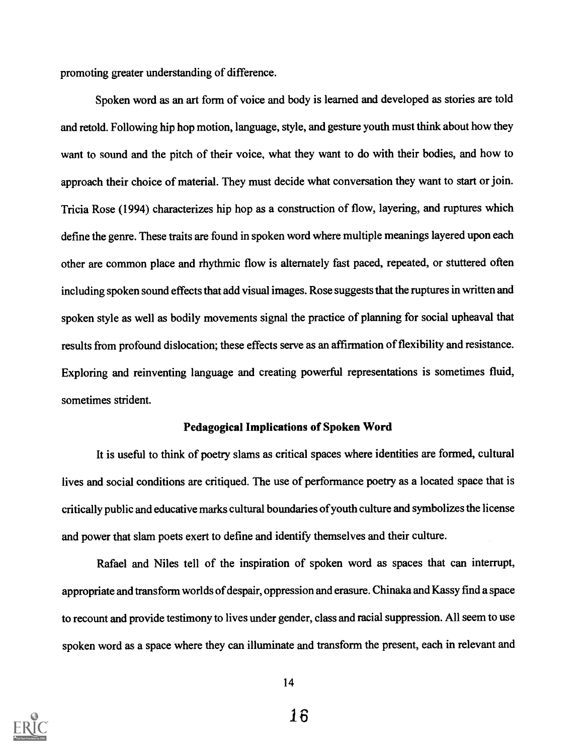promoting greater understanding of difference.

Spoken word as an art form of voice and body is learned and developed as stories are told and retold. Following hip hop motion, language, style, and gesture youth must think about how they want to sound and the pitch of their voice, what they want to do with their bodies, and how to approach their choice of material. They must decide what conversation they want to start or join. Tricia Rose (1994) characterizes hip hop as a construction of flow, layering, and ruptures which define the genre. These traits are found in spoken word where multiple meanings layered upon each other are common place and rhythmic flow is alternately fast paced, repeated, or stuttered often including spoken sound effects that add visual images. Rose suggests that the ruptures in written and spoken style as well as bodily movements signal the practice of planning for social upheaval that results from profound dislocation; these effects serve as an affirmation of flexibility and resistance. Exploring and reinventing language and creating powerful representations is sometimes fluid, sometimes strident.

## Pedagogical Implications of Spoken Word

It is useful to think of poetry slams as critical spaces where identities are formed, cultural lives and social conditions are critiqued. The use of performance poetry as a located space that is critically public and educative marks cultural boundaries of youth culture and symbolizes the license and power that slam poets exert to define and identify themselves and their culture.

Rafael and Niles tell of the inspiration of spoken word as spaces that can interrupt, appropriate and transform worlds of despair, oppression and erasure. Chinaka and Kassy find a space to recount and provide testimony to lives under gender, class and racial suppression. All seem to use spoken word as a space where they can illuminate and transform the present, each in relevant and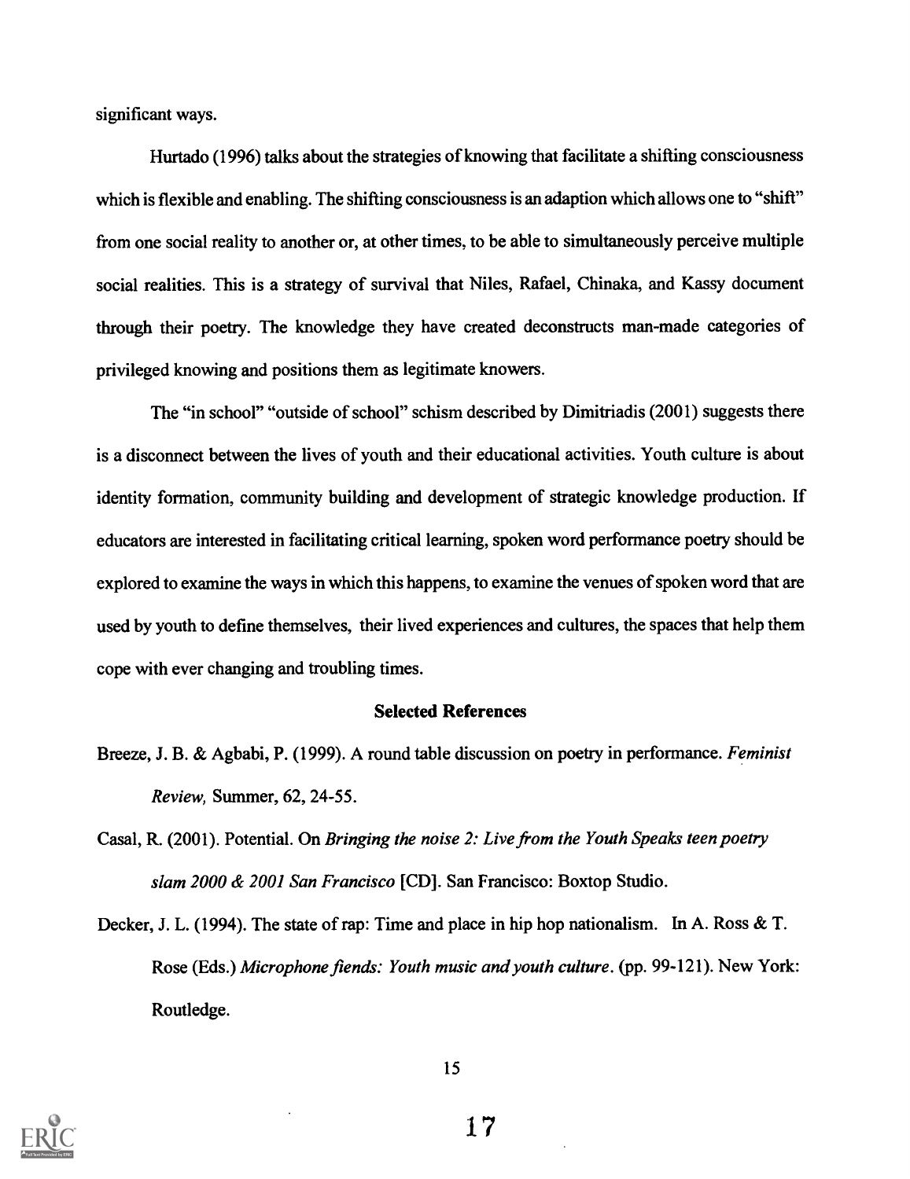significant ways.

Hurtado (1996) talks about the strategies of knowing that facilitate a shifting consciousness which is flexible and enabling. The shifting consciousness is an adaption which allows one to "shift" from one social reality to another or, at other times, to be able to simultaneously perceive multiple social realities. This is a strategy of survival that Niles, Rafael, Chinaka, and Kassy document through their poetry. The knowledge they have created deconstructs man-made categories of privileged knowing and positions them as legitimate knowers.

The "in school" "outside of school" schism described by Dimitriadis (2001) suggests there is a disconnect between the lives of youth and their educational activities. Youth culture is about identity formation, community building and development of strategic knowledge production. If educators are interested in facilitating critical learning, spoken word performance poetry should be explored to examine the ways in which this happens, to examine the venues of spoken word that are used by youth to define themselves, their lived experiences and cultures, the spaces that help them cope with ever changing and troubling times.

### Selected References

Breeze, J. B. & Agbabi, P. (1999). A round table discussion on poetry in performance. *Feminist Review,* Summer, 62, 24-55.

Casal, R. (2001). Potential. On *Bringing the noise 2: Live from the Youth Speaks teen poetry slam 2000 & 2001 San Francisco* [CD]. San Francisco: Boxtop Studio.

Decker, J. L. (1994). The state of rap: Time and place in hip hop nationalism. In A. Ross & T. Rose (Eds.) *Microphone fiends: Youth music and youth culture*. (pp. 99-121). New York: Routledge.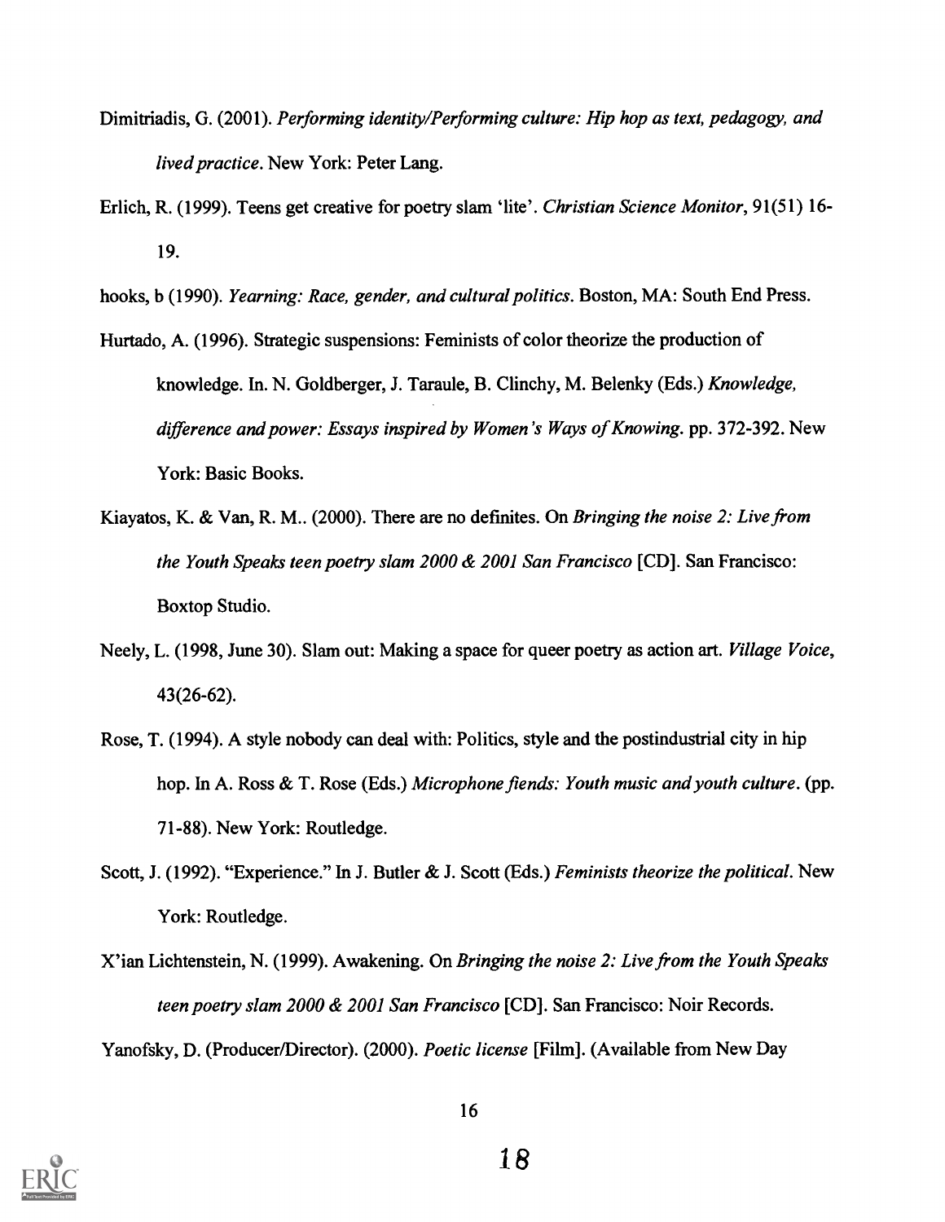Dimitriadis, G. (2001). *Performing identity/Performing culture: Hip hop as text, pedagogy, and lived practice*. New York: Peter Lang.

Erlich, R. (1999). Teens get creative for poetry slam 'lite'. *Christian Science Monitor*, 91(51) 16-19.

hooks, b (1990). *Yearning: Race, gender, and cultural politics*. Boston, MA: South End Press.

Hurtado, A. (1996). Strategic suspensions: Feminists of color theorize the production of knowledge. In. N. Goldberger, J. Taraule, B. Clinchy, M. Belenky (Eds.) *Knowledge, difference and power: Essays inspired by Women's Ways of Knowing*. pp. 372-392. New York: Basic Books.

Kiayatos, K. & Van, R. M.. (2000). There are no definites. On *Bringing the noise 2: Live from the Youth Speaks teen poetry slam 2000 & 2001 San Francisco* [CD]. San Francisco: Boxtop Studio.

Neely, L. (1998, June 30). Slam out: Making a space for queer poetry as action art. *Village Voice*, 43(26-62).

Rose, T. (1994). A style nobody can deal with: Politics, style and the postindustrial city in hip hop. In A. Ross & T. Rose (Eds.) *Microphone fiends: Youth music and youth culture*. (pp. 71-88). New York: Routledge.

Scott, J. (1992). "Experience." In J. Butler & J. Scott (Eds.) *Feminists theorize the political*. New York: Routledge.

X'ian Lichtenstein, N. (1999). Awakening. On *Bringing the noise 2: Live from the Youth Speaks teen poetry slam 2000 & 2001 San Francisco* [CD]. San Francisco: Noir Records.

Yanofsky, D. (Producer/Director). (2000). *Poetic license* [Film]. (Available from New Day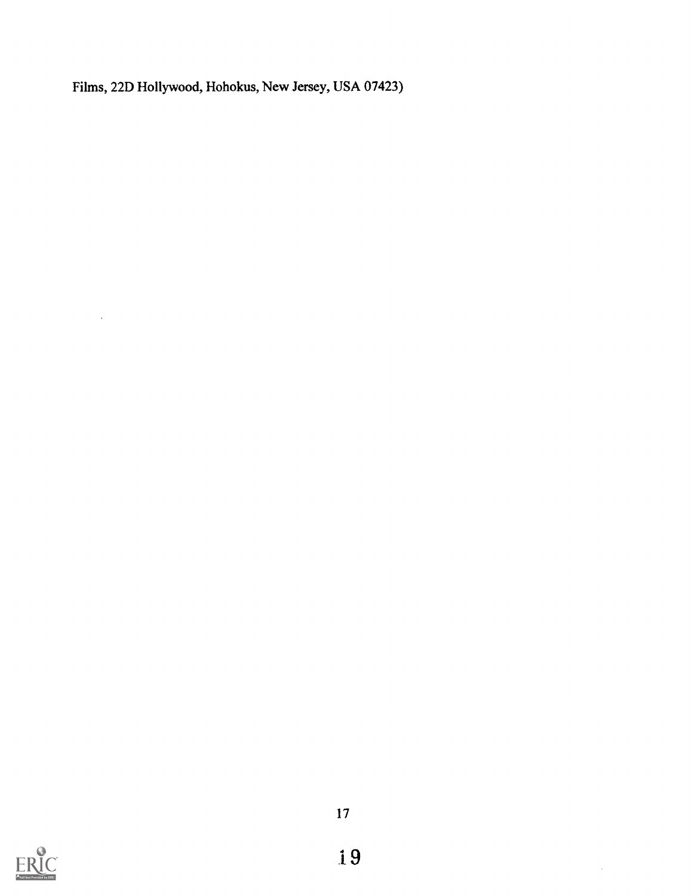Films, 22D Hollywood, Hohokus, New Jersey, USA 07423)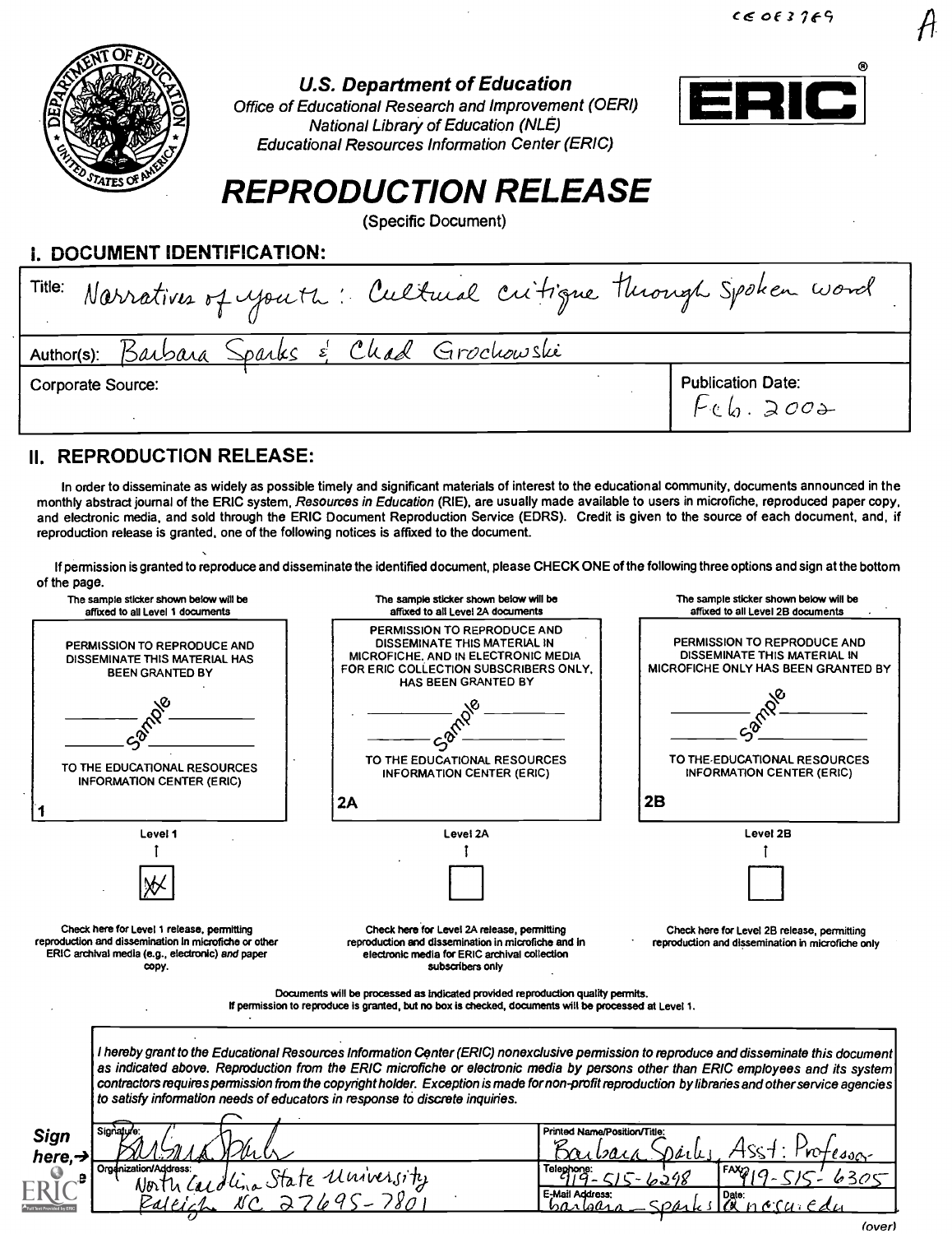CE 083769

A

U.S. Department of Education
Office of Educational Research and Improvement (OERI)
National Library of Education (NLE)
Educational Resources Information Center (ERIC)

# REPRODUCTION RELEASE

(Specific Document)

## I. DOCUMENT IDENTIFICATION:

Title: Narratives of youth: Cultural critique through spoken word

Author(s): Barbara Sparks & Chad Grochowski

Corporate Source:

Publication Date: Feb. 2002

## II. REPRODUCTION RELEASE:

In order to disseminate as widely as possible timely and significant materials of interest to the educational community, documents announced in the monthly abstract journal of the ERIC system, *Resources in Education* (RIE), are usually made available to users in microfiche, reproduced paper copy, and electronic media, and sold through the ERIC Document Reproduction Service (EDRS). Credit is given to the source of each document, and, if reproduction release is granted, one of the following notices is affixed to the document.

If permission is granted to reproduce and disseminate the identified document, please CHECK ONE of the following three options and sign at the bottom of the page.

| The sample sticker shown below will be affixed to all Level 1 documents | The sample sticker shown below will be affixed to all Level 2A documents | The sample sticker shown below will be affixed to all Level 2B documents |
|---|---|---|
| PERMISSION TO REPRODUCE AND DISSEMINATE THIS MATERIAL HAS BEEN GRANTED BY Sample TO THE EDUCATIONAL RESOURCES INFORMATION CENTER (ERIC) | PERMISSION TO REPRODUCE AND DISSEMINATE THIS MATERIAL IN MICROFICHE, AND IN ELECTRONIC MEDIA FOR ERIC COLLECTION SUBSCRIBERS ONLY, HAS BEEN GRANTED BY Sample TO THE EDUCATIONAL RESOURCES INFORMATION CENTER (ERIC) | PERMISSION TO REPRODUCE AND DISSEMINATE THIS MATERIAL IN MICROFICHE ONLY HAS BEEN GRANTED BY Sample TO THE EDUCATIONAL RESOURCES INFORMATION CENTER (ERIC) |
| 1 | 2A | 2B |
| Level 1 [X] | Level 2A [ ] | Level 2B [ ] |
| Check here for Level 1 release, permitting reproduction and dissemination in microfiche or other ERIC archival media (e.g., electronic) *and* paper copy. | Check here for Level 2A release, permitting reproduction and dissemination in microfiche and in electronic media for ERIC archival collection subscribers only | Check here for Level 2B release, permitting reproduction and dissemination in microfiche only |

Documents will be processed as indicated provided reproduction quality permits.
If permission to reproduce is granted, but no box is checked, documents will be processed at Level 1.

*I hereby grant to the Educational Resources Information Center (ERIC) nonexclusive permission to reproduce and disseminate this document as indicated above. Reproduction from the ERIC microfiche or electronic media by persons other than ERIC employees and its system contractors requires permission from the copyright holder. Exception is made for non-profit reproduction by libraries and other service agencies to satisfy information needs of educators in response to discrete inquiries.*

**Sign here,→**

| Signature: Barbara Sparks | Printed Name/Position/Title: Barbara Sparks, Asst. Professor | |
|---|---|---|
| Organization/Address: North Carolina State University Raleigh NC 27695-7801 | Telephone: 919-515-6298 | FAX: 919-515-6305 |
| | E-Mail Address: barbara_sparks@ncsu.edu | Date: |

(over)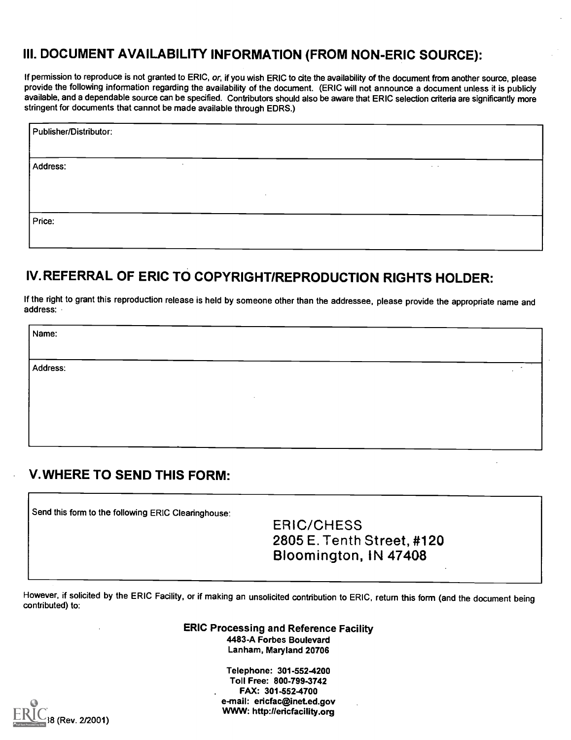## III. DOCUMENT AVAILABILITY INFORMATION (FROM NON-ERIC SOURCE):

If permission to reproduce is not granted to ERIC, *or*, if you wish ERIC to cite the availability of the document from another source, please provide the following information regarding the availability of the document. (ERIC will not announce a document unless it is publicly available, and a dependable source can be specified. Contributors should also be aware that ERIC selection criteria are significantly more stringent for documents that cannot be made available through EDRS.)

| |
|---|
| Publisher/Distributor: |
| Address: |
| Price: |

## IV. REFERRAL OF ERIC TO COPYRIGHT/REPRODUCTION RIGHTS HOLDER:

If the right to grant this reproduction release is held by someone other than the addressee, please provide the appropriate name and address:

| |
|---|
| Name: |
| Address: |

## V. WHERE TO SEND THIS FORM:

Send this form to the following ERIC Clearinghouse:

ERIC/CHESS
2805 E. Tenth Street, #120
Bloomington, IN 47408

However, if solicited by the ERIC Facility, or if making an unsolicited contribution to ERIC, return this form (and the document being contributed) to:

**ERIC Processing and Reference Facility**
**4483-A Forbes Boulevard**
**Lanham, Maryland 20706**

**Telephone: 301-552-4200**
**Toll Free: 800-799-3742**
**FAX: 301-552-4700**
**e-mail: ericfac@inet.ed.gov**
**WWW: http://ericfacility.org**

38 (Rev. 2/2001)